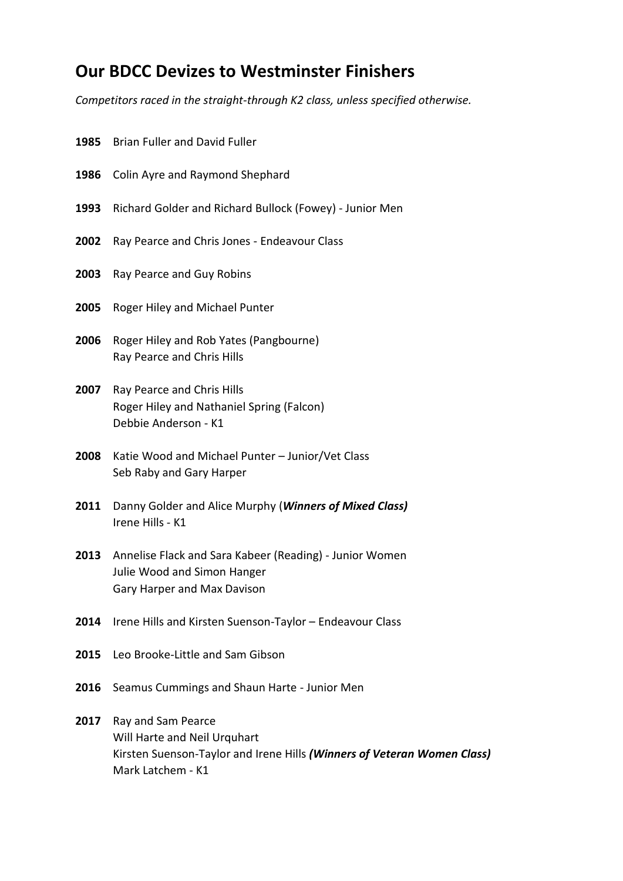# Our BDCC Devizes to Westminster Finishers

*Competitors raced in the straight-through K2 class, unless specified otherwise.*

**1985** Brian Fuller and David Fuller

**1986** Colin Ayre and Raymond Shephard

**1993** Richard Golder and Richard Bullock (Fowey) - Junior Men

**2002** Ray Pearce and Chris Jones - Endeavour Class

**2003** Ray Pearce and Guy Robins

**2005** Roger Hiley and Michael Punter

**2006** Roger Hiley and Rob Yates (Pangbourne)
Ray Pearce and Chris Hills

**2007** Ray Pearce and Chris Hills
Roger Hiley and Nathaniel Spring (Falcon)
Debbie Anderson - K1

**2008** Katie Wood and Michael Punter – Junior/Vet Class
Seb Raby and Gary Harper

**2011** Danny Golder and Alice Murphy (***Winners of Mixed Class)***
Irene Hills - K1

**2013** Annelise Flack and Sara Kabeer (Reading) - Junior Women
Julie Wood and Simon Hanger
Gary Harper and Max Davison

**2014** Irene Hills and Kirsten Suenson-Taylor – Endeavour Class

**2015** Leo Brooke-Little and Sam Gibson

**2016** Seamus Cummings and Shaun Harte - Junior Men

**2017** Ray and Sam Pearce
Will Harte and Neil Urquhart
Kirsten Suenson-Taylor and Irene Hills ***(Winners of Veteran Women Class)***
Mark Latchem - K1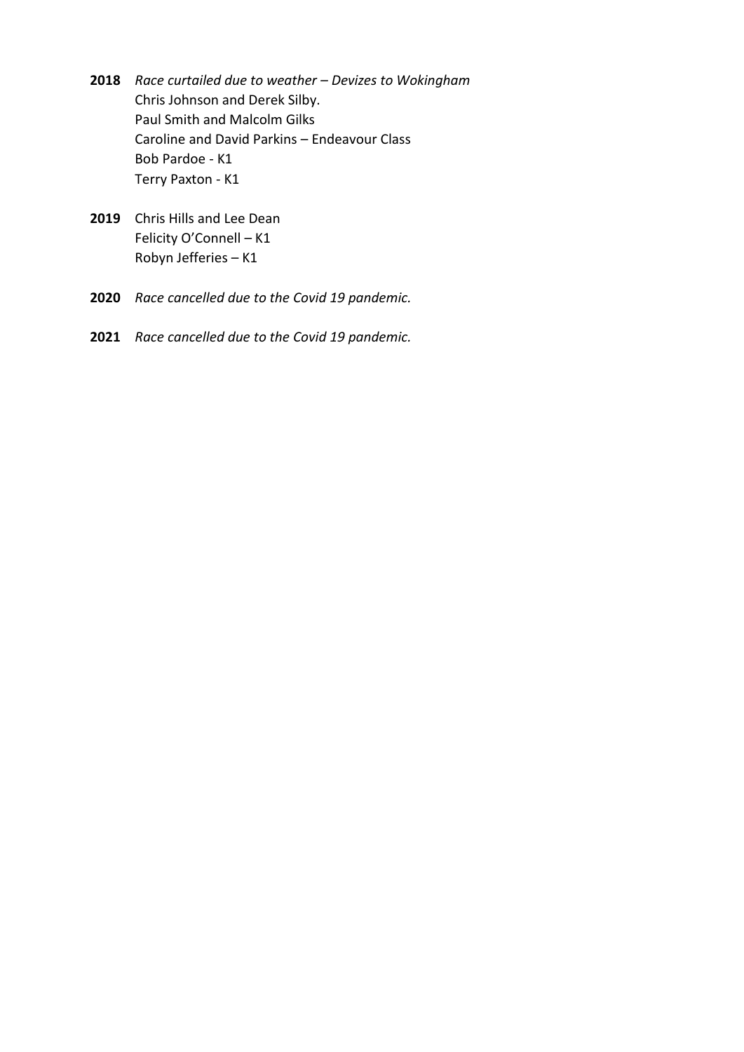**2018** *Race curtailed due to weather – Devizes to Wokingham*
Chris Johnson and Derek Silby.
Paul Smith and Malcolm Gilks
Caroline and David Parkins – Endeavour Class
Bob Pardoe - K1
Terry Paxton - K1

**2019** Chris Hills and Lee Dean
Felicity O'Connell – K1
Robyn Jefferies – K1

**2020** *Race cancelled due to the Covid 19 pandemic.*

**2021** *Race cancelled due to the Covid 19 pandemic.*